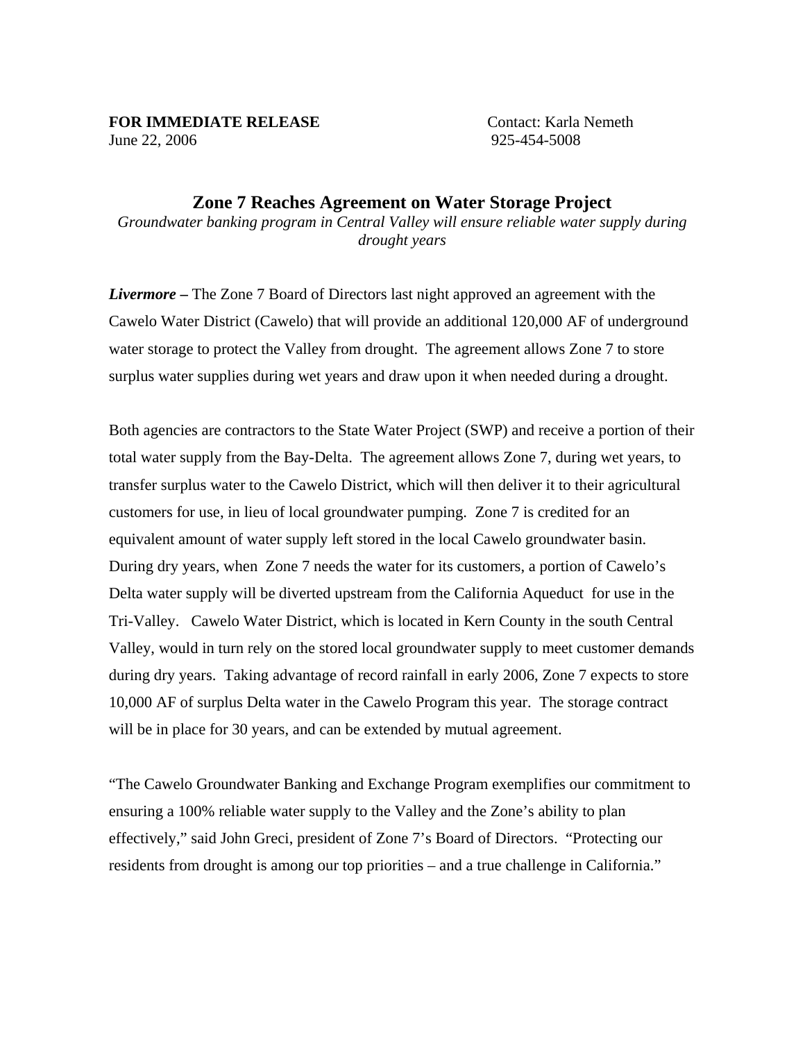**FOR IMMEDIATE RELEASE** Contact: Karla Nemeth
June 22, 2006 925-454-5008

# Zone 7 Reaches Agreement on Water Storage Project

*Groundwater banking program in Central Valley will ensure reliable water supply during drought years*

***Livermore –*** The Zone 7 Board of Directors last night approved an agreement with the Cawelo Water District (Cawelo) that will provide an additional 120,000 AF of underground water storage to protect the Valley from drought. The agreement allows Zone 7 to store surplus water supplies during wet years and draw upon it when needed during a drought.

Both agencies are contractors to the State Water Project (SWP) and receive a portion of their total water supply from the Bay-Delta. The agreement allows Zone 7, during wet years, to transfer surplus water to the Cawelo District, which will then deliver it to their agricultural customers for use, in lieu of local groundwater pumping. Zone 7 is credited for an equivalent amount of water supply left stored in the local Cawelo groundwater basin. During dry years, when Zone 7 needs the water for its customers, a portion of Cawelo's Delta water supply will be diverted upstream from the California Aqueduct for use in the Tri-Valley. Cawelo Water District, which is located in Kern County in the south Central Valley, would in turn rely on the stored local groundwater supply to meet customer demands during dry years. Taking advantage of record rainfall in early 2006, Zone 7 expects to store 10,000 AF of surplus Delta water in the Cawelo Program this year. The storage contract will be in place for 30 years, and can be extended by mutual agreement.

"The Cawelo Groundwater Banking and Exchange Program exemplifies our commitment to ensuring a 100% reliable water supply to the Valley and the Zone's ability to plan effectively," said John Greci, president of Zone 7's Board of Directors. "Protecting our residents from drought is among our top priorities – and a true challenge in California."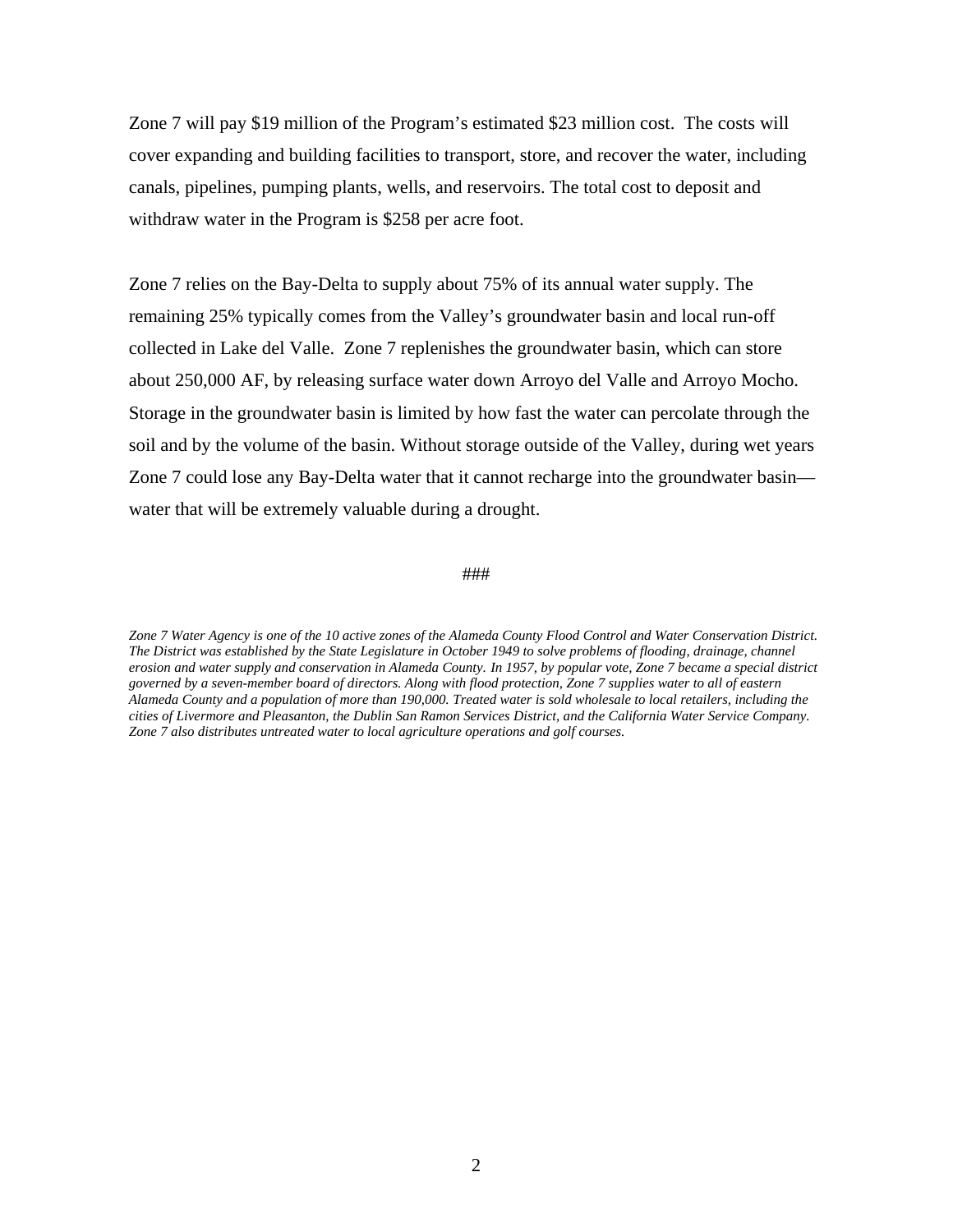Zone 7 will pay $19 million of the Program's estimated $23 million cost. The costs will cover expanding and building facilities to transport, store, and recover the water, including canals, pipelines, pumping plants, wells, and reservoirs. The total cost to deposit and withdraw water in the Program is $258 per acre foot.

Zone 7 relies on the Bay-Delta to supply about 75% of its annual water supply. The remaining 25% typically comes from the Valley's groundwater basin and local run-off collected in Lake del Valle. Zone 7 replenishes the groundwater basin, which can store about 250,000 AF, by releasing surface water down Arroyo del Valle and Arroyo Mocho. Storage in the groundwater basin is limited by how fast the water can percolate through the soil and by the volume of the basin. Without storage outside of the Valley, during wet years Zone 7 could lose any Bay-Delta water that it cannot recharge into the groundwater basin—water that will be extremely valuable during a drought.

###

*Zone 7 Water Agency is one of the 10 active zones of the Alameda County Flood Control and Water Conservation District. The District was established by the State Legislature in October 1949 to solve problems of flooding, drainage, channel erosion and water supply and conservation in Alameda County. In 1957, by popular vote, Zone 7 became a special district governed by a seven-member board of directors. Along with flood protection, Zone 7 supplies water to all of eastern Alameda County and a population of more than 190,000. Treated water is sold wholesale to local retailers, including the cities of Livermore and Pleasanton, the Dublin San Ramon Services District, and the California Water Service Company. Zone 7 also distributes untreated water to local agriculture operations and golf courses.*